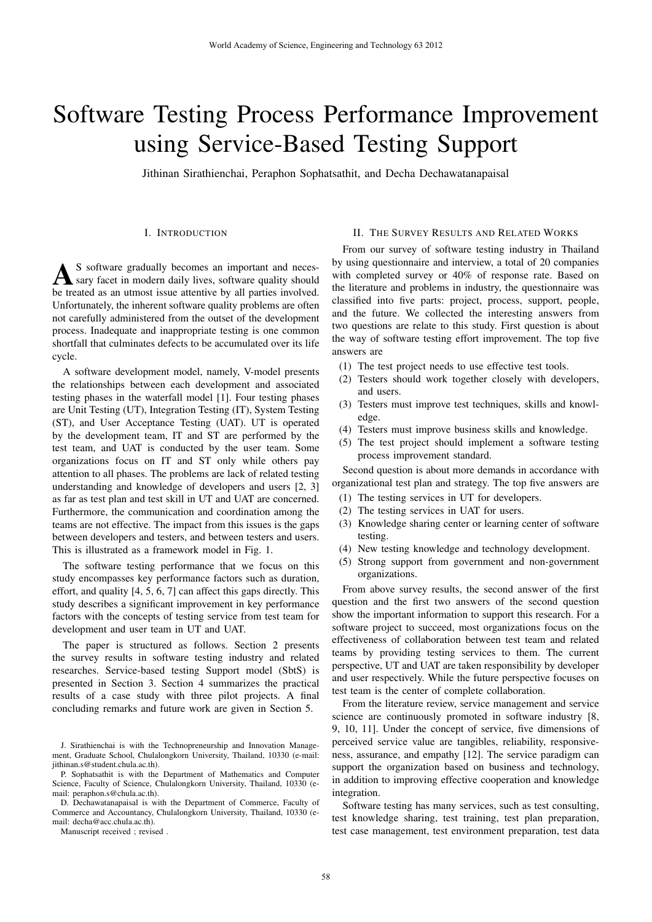# Software Testing Process Performance Improvement using Service-Based Testing Support

Jithinan Sirathienchai, Peraphon Sophatsathit, and Decha Dechawatanapaisal

## I. Introduction

As software gradually becomes an important and necessary facet in modern daily lives, software quality should be treated as an utmost issue attentive by all parties involved. Unfortunately, the inherent software quality problems are often not carefully administered from the outset of the development process. Inadequate and inappropriate testing is one common shortfall that culminates defects to be accumulated over its life cycle.

A software development model, namely, V-model presents the relationships between each development and associated testing phases in the waterfall model [1]. Four testing phases are Unit Testing (UT), Integration Testing (IT), System Testing (ST), and User Acceptance Testing (UAT). UT is operated by the development team, IT and ST are performed by the test team, and UAT is conducted by the user team. Some organizations focus on IT and ST only while others pay attention to all phases. The problems are lack of related testing understanding and knowledge of developers and users [2, 3] as far as test plan and test skill in UT and UAT are concerned. Furthermore, the communication and coordination among the teams are not effective. The impact from this issues is the gaps between developers and testers, and between testers and users. This is illustrated as a framework model in Fig. 1.

The software testing performance that we focus on this study encompasses key performance factors such as duration, effort, and quality [4, 5, 6, 7] can affect this gaps directly. This study describes a significant improvement in key performance factors with the concepts of testing service from test team for development and user team in UT and UAT.

The paper is structured as follows. Section 2 presents the survey results in software testing industry and related researches. Service-based testing Support model (SbtS) is presented in Section 3. Section 4 summarizes the practical results of a case study with three pilot projects. A final concluding remarks and future work are given in Section 5.

J. Sirathienchai is with the Technopreneurship and Innovation Management, Graduate School, Chulalongkorn University, Thailand, 10330 (e-mail: jithinan.s@student.chula.ac.th).

P. Sophatsathit is with the Department of Mathematics and Computer Science, Faculty of Science, Chulalongkorn University, Thailand, 10330 (e-mail: peraphon.s@chula.ac.th).

D. Dechawatanapaisal is with the Department of Commerce, Faculty of Commerce and Accountancy, Chulalongkorn University, Thailand, 10330 (e-mail: decha@acc.chula.ac.th).

Manuscript received ; revised .

## II. The Survey Results and Related Works

From our survey of software testing industry in Thailand by using questionnaire and interview, a total of 20 companies with completed survey or 40% of response rate. Based on the literature and problems in industry, the questionnaire was classified into five parts: project, process, support, people, and the future. We collected the interesting answers from two questions are relate to this study. First question is about the way of software testing effort improvement. The top five answers are

(1) The test project needs to use effective test tools.
(2) Testers should work together closely with developers, and users.
(3) Testers must improve test techniques, skills and knowledge.
(4) Testers must improve business skills and knowledge.
(5) The test project should implement a software testing process improvement standard.

Second question is about more demands in accordance with organizational test plan and strategy. The top five answers are

(1) The testing services in UT for developers.
(2) The testing services in UAT for users.
(3) Knowledge sharing center or learning center of software testing.
(4) New testing knowledge and technology development.
(5) Strong support from government and non-government organizations.

From above survey results, the second answer of the first question and the first two answers of the second question show the important information to support this research. For a software project to succeed, most organizations focus on the effectiveness of collaboration between test team and related teams by providing testing services to them. The current perspective, UT and UAT are taken responsibility by developer and user respectively. While the future perspective focuses on test team is the center of complete collaboration.

From the literature review, service management and service science are continuously promoted in software industry [8, 9, 10, 11]. Under the concept of service, five dimensions of perceived service value are tangibles, reliability, responsiveness, assurance, and empathy [12]. The service paradigm can support the organization based on business and technology, in addition to improving effective cooperation and knowledge integration.

Software testing has many services, such as test consulting, test knowledge sharing, test training, test plan preparation, test case management, test environment preparation, test data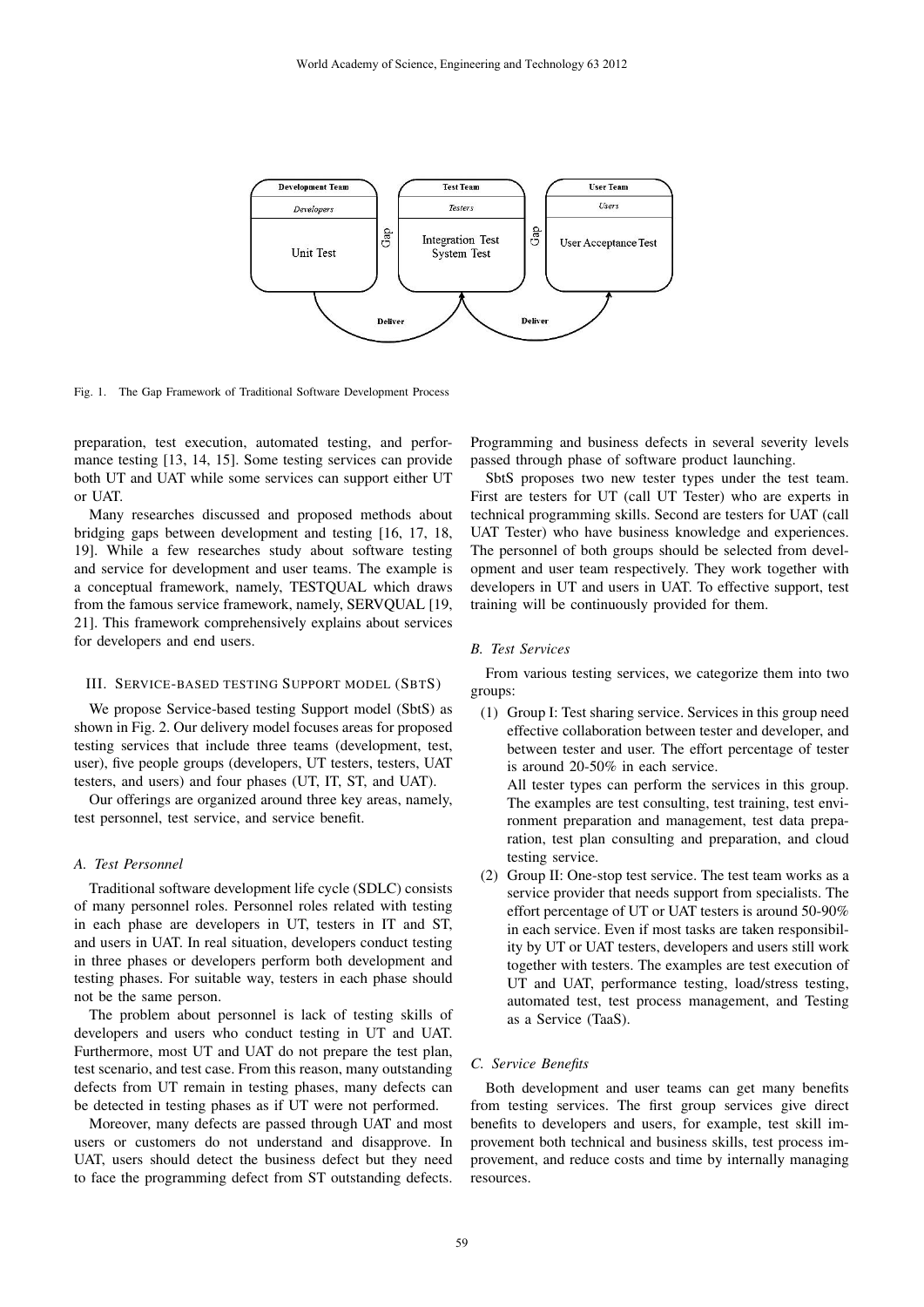Fig. 1. The Gap Framework of Traditional Software Development Process

preparation, test execution, automated testing, and performance testing [13, 14, 15]. Some testing services can provide both UT and UAT while some services can support either UT or UAT.

Many researches discussed and proposed methods about bridging gaps between development and testing [16, 17, 18, 19]. While a few researches study about software testing and service for development and user teams. The example is a conceptual framework, namely, TESTQUAL which draws from the famous service framework, namely, SERVQUAL [19, 21]. This framework comprehensively explains about services for developers and end users.

## III. Service-based testing Support model (SbtS)

We propose Service-based testing Support model (SbtS) as shown in Fig. 2. Our delivery model focuses areas for proposed testing services that include three teams (development, test, user), five people groups (developers, UT testers, testers, UAT testers, and users) and four phases (UT, IT, ST, and UAT).

Our offerings are organized around three key areas, namely, test personnel, test service, and service benefit.

### *A. Test Personnel*

Traditional software development life cycle (SDLC) consists of many personnel roles. Personnel roles related with testing in each phase are developers in UT, testers in IT and ST, and users in UAT. In real situation, developers conduct testing in three phases or developers perform both development and testing phases. For suitable way, testers in each phase should not be the same person.

The problem about personnel is lack of testing skills of developers and users who conduct testing in UT and UAT. Furthermore, most UT and UAT do not prepare the test plan, test scenario, and test case. From this reason, many outstanding defects from UT remain in testing phases, many defects can be detected in testing phases as if UT were not performed.

Moreover, many defects are passed through UAT and most users or customers do not understand and disapprove. In UAT, users should detect the business defect but they need to face the programming defect from ST outstanding defects. Programming and business defects in several severity levels passed through phase of software product launching.

SbtS proposes two new tester types under the test team. First are testers for UT (call UT Tester) who are experts in technical programming skills. Second are testers for UAT (call UAT Tester) who have business knowledge and experiences. The personnel of both groups should be selected from development and user team respectively. They work together with developers in UT and users in UAT. To effective support, test training will be continuously provided for them.

### *B. Test Services*

From various testing services, we categorize them into two groups:

(1) Group I: Test sharing service. Services in this group need effective collaboration between tester and developer, and between tester and user. The effort percentage of tester is around 20-50% in each service.
    All tester types can perform the services in this group. The examples are test consulting, test training, test environment preparation and management, test data preparation, test plan consulting and preparation, and cloud testing service.
(2) Group II: One-stop test service. The test team works as a service provider that needs support from specialists. The effort percentage of UT or UAT testers is around 50-90% in each service. Even if most tasks are taken responsibility by UT or UAT testers, developers and users still work together with testers. The examples are test execution of UT and UAT, performance testing, load/stress testing, automated test, test process management, and Testing as a Service (TaaS).

### *C. Service Benefits*

Both development and user teams can get many benefits from testing services. The first group services give direct benefits to developers and users, for example, test skill improvement both technical and business skills, test process improvement, and reduce costs and time by internally managing resources.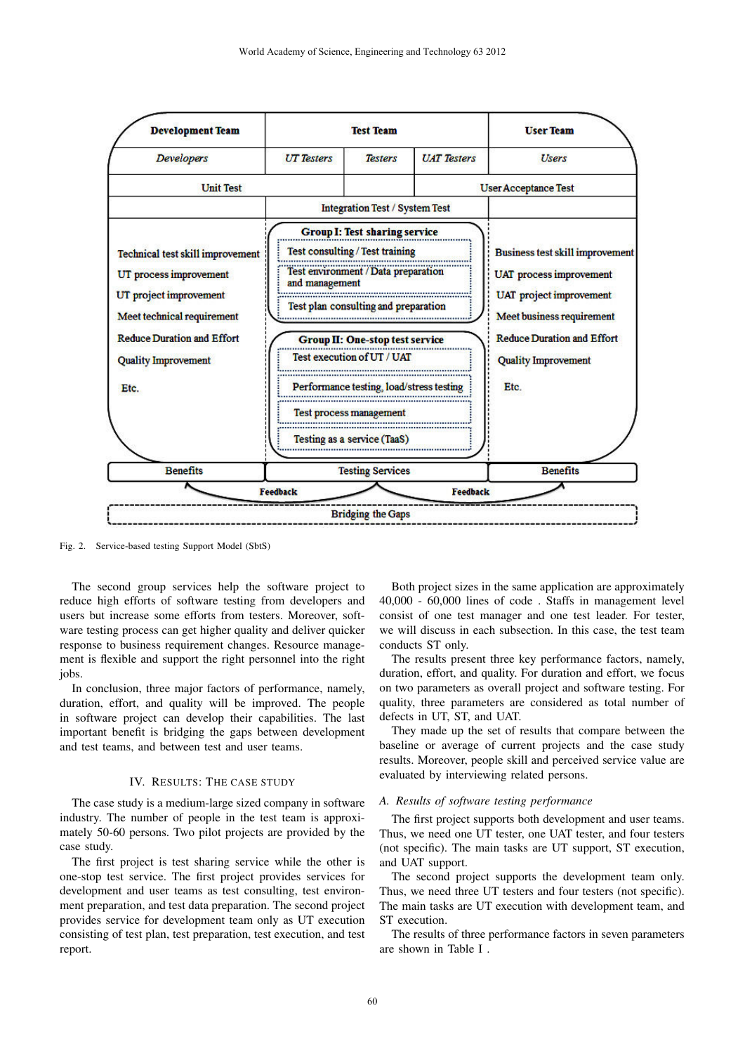Fig. 2. Service-based testing Support Model (SbtS)

The second group services help the software project to reduce high efforts of software testing from developers and users but increase some efforts from testers. Moreover, software testing process can get higher quality and deliver quicker response to business requirement changes. Resource management is flexible and support the right personnel into the right jobs.

In conclusion, three major factors of performance, namely, duration, effort, and quality will be improved. The people in software project can develop their capabilities. The last important benefit is bridging the gaps between development and test teams, and between test and user teams.

## IV. Results: The Case Study

The case study is a medium-large sized company in software industry. The number of people in the test team is approximately 50-60 persons. Two pilot projects are provided by the case study.

The first project is test sharing service while the other is one-stop test service. The first project provides services for development and user teams as test consulting, test environment preparation, and test data preparation. The second project provides service for development team only as UT execution consisting of test plan, test preparation, test execution, and test report.

Both project sizes in the same application are approximately 40,000 - 60,000 lines of code . Staffs in management level consist of one test manager and one test leader. For tester, we will discuss in each subsection. In this case, the test team conducts ST only.

The results present three key performance factors, namely, duration, effort, and quality. For duration and effort, we focus on two parameters as overall project and software testing. For quality, three parameters are considered as total number of defects in UT, ST, and UAT.

They made up the set of results that compare between the baseline or average of current projects and the case study results. Moreover, people skill and perceived service value are evaluated by interviewing related persons.

### *A. Results of software testing performance*

The first project supports both development and user teams. Thus, we need one UT tester, one UAT tester, and four testers (not specific). The main tasks are UT support, ST execution, and UAT support.

The second project supports the development team only. Thus, we need three UT testers and four testers (not specific). The main tasks are UT execution with development team, and ST execution.

The results of three performance factors in seven parameters are shown in Table I .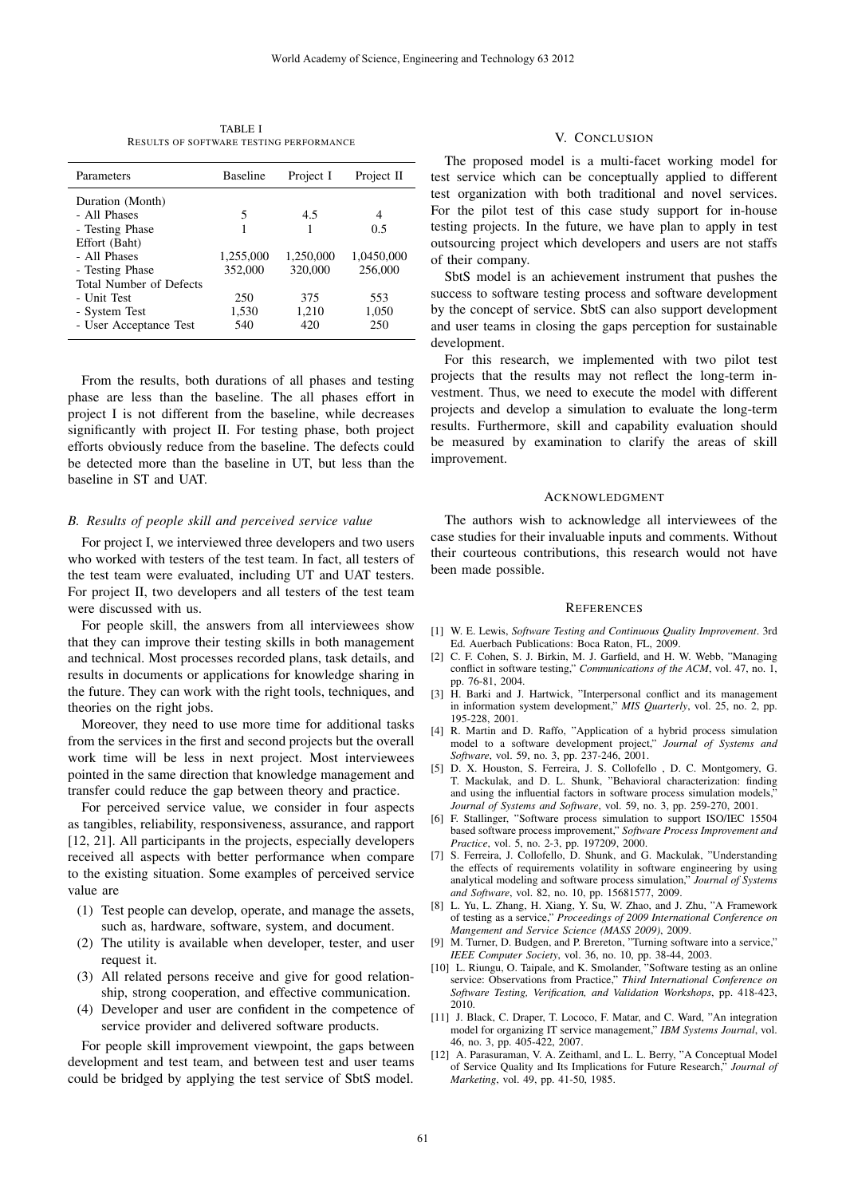TABLE I
RESULTS OF SOFTWARE TESTING PERFORMANCE

| Parameters | Baseline | Project I | Project II |
|---|---|---|---|
| Duration (Month) | | | |
| - All Phases | 5 | 4.5 | 4 |
| - Testing Phase | 1 | 1 | 0.5 |
| Effort (Baht) | | | |
| - All Phases | 1,255,000 | 1,250,000 | 1,0450,000 |
| - Testing Phase | 352,000 | 320,000 | 256,000 |
| Total Number of Defects | | | |
| - Unit Test | 250 | 375 | 553 |
| - System Test | 1,530 | 1,210 | 1,050 |
| - User Acceptance Test | 540 | 420 | 250 |

From the results, both durations of all phases and testing phase are less than the baseline. The all phases effort in project I is not different from the baseline, while decreases significantly with project II. For testing phase, both project efforts obviously reduce from the baseline. The defects could be detected more than the baseline in UT, but less than the baseline in ST and UAT.

### *B. Results of people skill and perceived service value*

For project I, we interviewed three developers and two users who worked with testers of the test team. In fact, all testers of the test team were evaluated, including UT and UAT testers. For project II, two developers and all testers of the test team were discussed with us.

For people skill, the answers from all interviewees show that they can improve their testing skills in both management and technical. Most processes recorded plans, task details, and results in documents or applications for knowledge sharing in the future. They can work with the right tools, techniques, and theories on the right jobs.

Moreover, they need to use more time for additional tasks from the services in the first and second projects but the overall work time will be less in next project. Most interviewees pointed in the same direction that knowledge management and transfer could reduce the gap between theory and practice.

For perceived service value, we consider in four aspects as tangibles, reliability, responsiveness, assurance, and rapport [12, 21]. All participants in the projects, especially developers received all aspects with better performance when compare to the existing situation. Some examples of perceived service value are

(1) Test people can develop, operate, and manage the assets, such as, hardware, software, system, and document.
(2) The utility is available when developer, tester, and user request it.
(3) All related persons receive and give for good relationship, strong cooperation, and effective communication.
(4) Developer and user are confident in the competence of service provider and delivered software products.

For people skill improvement viewpoint, the gaps between development and test team, and between test and user teams could be bridged by applying the test service of SbtS model.

## V. CONCLUSION

The proposed model is a multi-facet working model for test service which can be conceptually applied to different test organization with both traditional and novel services. For the pilot test of this case study support for in-house testing projects. In the future, we have plan to apply in test outsourcing project which developers and users are not staffs of their company.

SbtS model is an achievement instrument that pushes the success to software testing process and software development by the concept of service. SbtS can also support development and user teams in closing the gaps perception for sustainable development.

For this research, we implemented with two pilot test projects that the results may not reflect the long-term investment. Thus, we need to execute the model with different projects and develop a simulation to evaluate the long-term results. Furthermore, skill and capability evaluation should be measured by examination to clarify the areas of skill improvement.

## ACKNOWLEDGMENT

The authors wish to acknowledge all interviewees of the case studies for their invaluable inputs and comments. Without their courteous contributions, this research would not have been made possible.

## REFERENCES

[1] W. E. Lewis, *Software Testing and Continuous Quality Improvement*. 3rd Ed. Auerbach Publications: Boca Raton, FL, 2009.
[2] C. F. Cohen, S. J. Birkin, M. J. Garfield, and H. W. Webb, "Managing conflict in software testing," *Communications of the ACM*, vol. 47, no. 1, pp. 76-81, 2004.
[3] H. Barki and J. Hartwick, "Interpersonal conflict and its management in information system development," *MIS Quarterly*, vol. 25, no. 2, pp. 195-228, 2001.
[4] R. Martin and D. Raffo, "Application of a hybrid process simulation model to a software development project," *Journal of Systems and Software*, vol. 59, no. 3, pp. 237-246, 2001.
[5] D. X. Houston, S. Ferreira, J. S. Collofello , D. C. Montgomery, G. T. Mackulak, and D. L. Shunk, "Behavioral characterization: finding and using the influential factors in software process simulation models," *Journal of Systems and Software*, vol. 59, no. 3, pp. 259-270, 2001.
[6] F. Stallinger, "Software process simulation to support ISO/IEC 15504 based software process improvement," *Software Process Improvement and Practice*, vol. 5, no. 2-3, pp. 197209, 2000.
[7] S. Ferreira, J. Collofello, D. Shunk, and G. Mackulak, "Understanding the effects of requirements volatility in software engineering by using analytical modeling and software process simulation," *Journal of Systems and Software*, vol. 82, no. 10, pp. 15681577, 2009.
[8] L. Yu, L. Zhang, H. Xiang, Y. Su, W. Zhao, and J. Zhu, "A Framework of testing as a service," *Proceedings of 2009 International Conference on Mangement and Service Science (MASS 2009)*, 2009.
[9] M. Turner, D. Budgen, and P. Brereton, "Turning software into a service," *IEEE Computer Society*, vol. 36, no. 10, pp. 38-44, 2003.
[10] L. Riungu, O. Taipale, and K. Smolander, "Software testing as an online service: Observations from Practice," *Third International Conference on Software Testing, Verification, and Validation Workshops*, pp. 418-423, 2010.
[11] J. Black, C. Draper, T. Lococo, F. Matar, and C. Ward, "An integration model for organizing IT service management," *IBM Systems Journal*, vol. 46, no. 3, pp. 405-422, 2007.
[12] A. Parasuraman, V. A. Zeithaml, and L. L. Berry, "A Conceptual Model of Service Quality and Its Implications for Future Research," *Journal of Marketing*, vol. 49, pp. 41-50, 1985.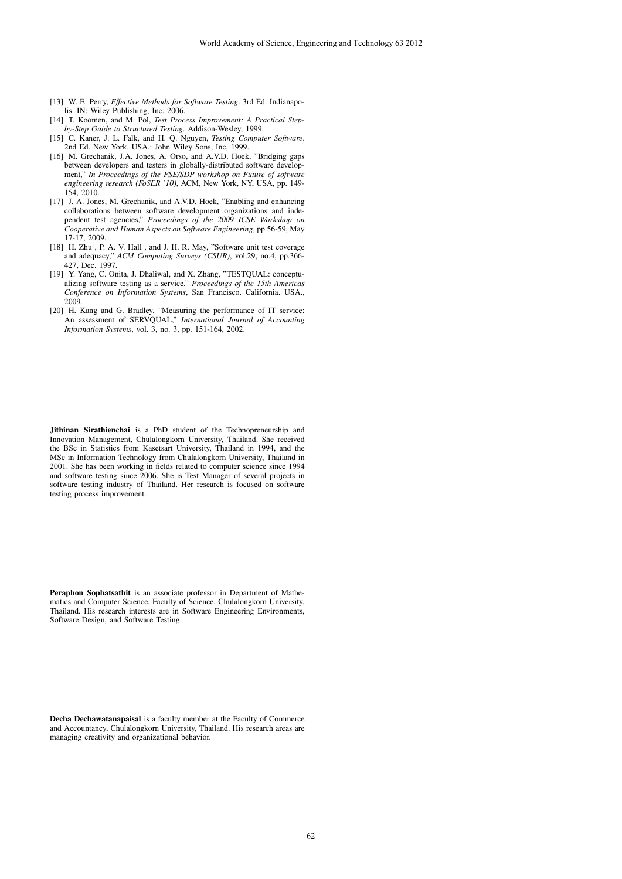[13] W. E. Perry, *Effective Methods for Software Testing*. 3rd Ed. Indianapolis. IN: Wiley Publishing, Inc, 2006.

[14] T. Koomen, and M. Pol, *Test Process Improvement: A Practical Step-by-Step Guide to Structured Testing*. Addison-Wesley, 1999.

[15] C. Kaner, J. L. Falk, and H. Q. Nguyen, *Testing Computer Software*. 2nd Ed. New York. USA.: John Wiley Sons, Inc, 1999.

[16] M. Grechanik, J.A. Jones, A. Orso, and A.V.D. Hoek, "Bridging gaps between developers and testers in globally-distributed software development," *In Proceedings of the FSE/SDP workshop on Future of software engineering research (FoSER '10)*, ACM, New York, NY, USA, pp. 149-154, 2010.

[17] J. A. Jones, M. Grechanik, and A.V.D. Hoek, "Enabling and enhancing collaborations between software development organizations and independent test agencies," *Proceedings of the 2009 ICSE Workshop on Cooperative and Human Aspects on Software Engineering*, pp.56-59, May 17-17, 2009.

[18] H. Zhu , P. A. V. Hall , and J. H. R. May, "Software unit test coverage and adequacy," *ACM Computing Surveys (CSUR)*, vol.29, no.4, pp.366-427, Dec. 1997.

[19] Y. Yang, C. Onita, J. Dhaliwal, and X. Zhang, "TESTQUAL: conceptualizing software testing as a service," *Proceedings of the 15th Americas Conference on Information Systems*, San Francisco. California. USA., 2009.

[20] H. Kang and G. Bradley, "Measuring the performance of IT service: An assessment of SERVQUAL," *International Journal of Accounting Information Systems*, vol. 3, no. 3, pp. 151-164, 2002.

**Jithinan Sirathienchai** is a PhD student of the Technopreneurship and Innovation Management, Chulalongkorn University, Thailand. She received the BSc in Statistics from Kasetsart University, Thailand in 1994, and the MSc in Information Technology from Chulalongkorn University, Thailand in 2001. She has been working in fields related to computer science since 1994 and software testing since 2006. She is Test Manager of several projects in software testing industry of Thailand. Her research is focused on software testing process improvement.

**Peraphon Sophatsathit** is an associate professor in Department of Mathematics and Computer Science, Faculty of Science, Chulalongkorn University, Thailand. His research interests are in Software Engineering Environments, Software Design, and Software Testing.

**Decha Dechawatanapaisal** is a faculty member at the Faculty of Commerce and Accountancy, Chulalongkorn University, Thailand. His research areas are managing creativity and organizational behavior.